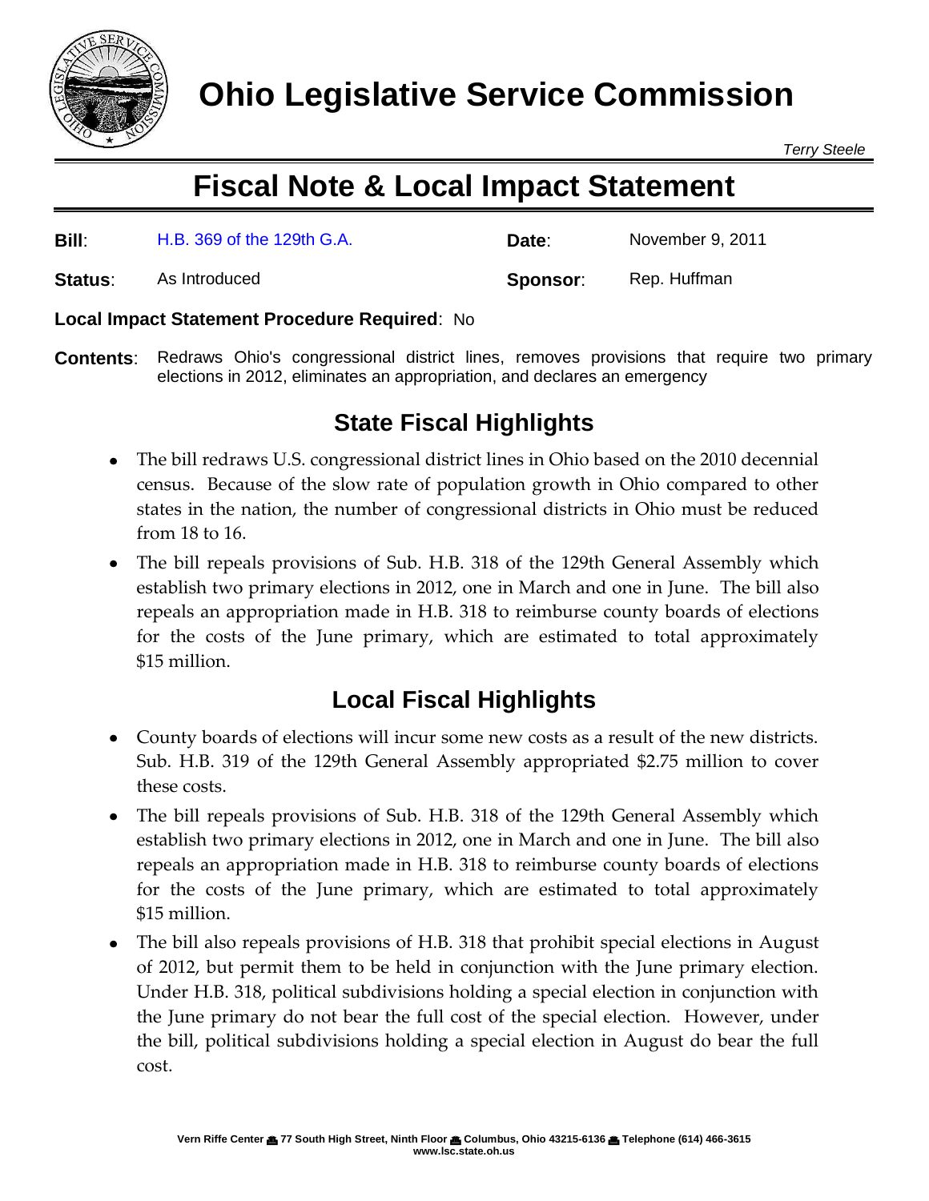# Ohio Legislative Service Commission

*Terry Steele*

## Fiscal Note & Local Impact Statement

**Bill**: H.B. 369 of the 129th G.A. **Date**: November 9, 2011

**Status**: As Introduced **Sponsor**: Rep. Huffman

**Local Impact Statement Procedure Required**: No

**Contents**: Redraws Ohio's congressional district lines, removes provisions that require two primary elections in 2012, eliminates an appropriation, and declares an emergency

### State Fiscal Highlights

- The bill redraws U.S. congressional district lines in Ohio based on the 2010 decennial census. Because of the slow rate of population growth in Ohio compared to other states in the nation, the number of congressional districts in Ohio must be reduced from 18 to 16.
- The bill repeals provisions of Sub. H.B. 318 of the 129th General Assembly which establish two primary elections in 2012, one in March and one in June. The bill also repeals an appropriation made in H.B. 318 to reimburse county boards of elections for the costs of the June primary, which are estimated to total approximately $15 million.

### Local Fiscal Highlights

- County boards of elections will incur some new costs as a result of the new districts. Sub. H.B. 319 of the 129th General Assembly appropriated $2.75 million to cover these costs.
- The bill repeals provisions of Sub. H.B. 318 of the 129th General Assembly which establish two primary elections in 2012, one in March and one in June. The bill also repeals an appropriation made in H.B. 318 to reimburse county boards of elections for the costs of the June primary, which are estimated to total approximately $15 million.
- The bill also repeals provisions of H.B. 318 that prohibit special elections in August of 2012, but permit them to be held in conjunction with the June primary election. Under H.B. 318, political subdivisions holding a special election in conjunction with the June primary do not bear the full cost of the special election. However, under the bill, political subdivisions holding a special election in August do bear the full cost.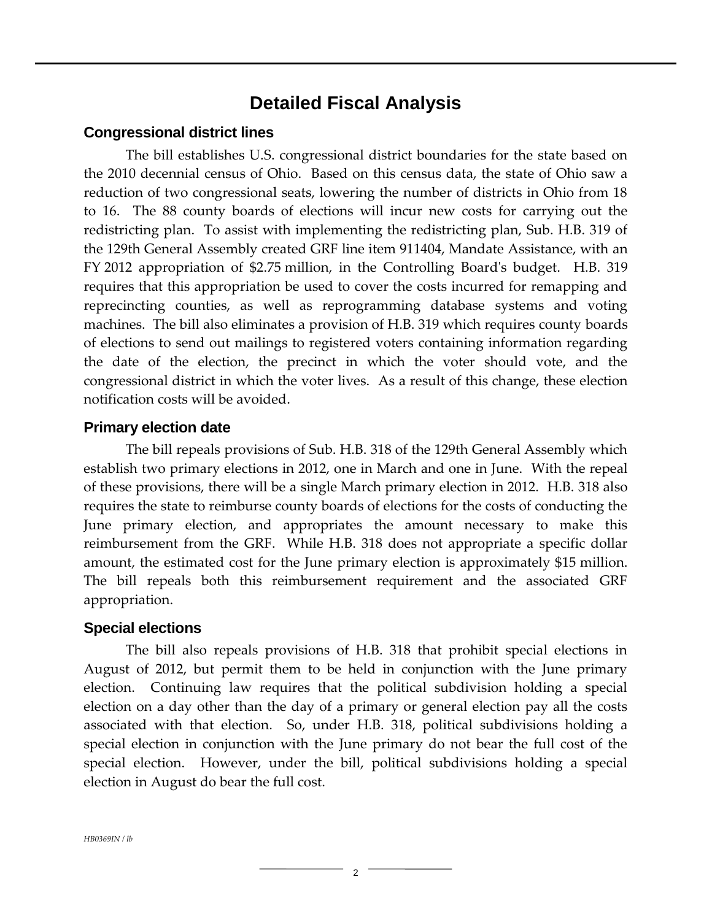# Detailed Fiscal Analysis

## Congressional district lines

The bill establishes U.S. congressional district boundaries for the state based on the 2010 decennial census of Ohio. Based on this census data, the state of Ohio saw a reduction of two congressional seats, lowering the number of districts in Ohio from 18 to 16. The 88 county boards of elections will incur new costs for carrying out the redistricting plan. To assist with implementing the redistricting plan, Sub. H.B. 319 of the 129th General Assembly created GRF line item 911404, Mandate Assistance, with an FY 2012 appropriation of $2.75 million, in the Controlling Board's budget. H.B. 319 requires that this appropriation be used to cover the costs incurred for remapping and reprecincting counties, as well as reprogramming database systems and voting machines. The bill also eliminates a provision of H.B. 319 which requires county boards of elections to send out mailings to registered voters containing information regarding the date of the election, the precinct in which the voter should vote, and the congressional district in which the voter lives. As a result of this change, these election notification costs will be avoided.

## Primary election date

The bill repeals provisions of Sub. H.B. 318 of the 129th General Assembly which establish two primary elections in 2012, one in March and one in June. With the repeal of these provisions, there will be a single March primary election in 2012. H.B. 318 also requires the state to reimburse county boards of elections for the costs of conducting the June primary election, and appropriates the amount necessary to make this reimbursement from the GRF. While H.B. 318 does not appropriate a specific dollar amount, the estimated cost for the June primary election is approximately $15 million. The bill repeals both this reimbursement requirement and the associated GRF appropriation.

## Special elections

The bill also repeals provisions of H.B. 318 that prohibit special elections in August of 2012, but permit them to be held in conjunction with the June primary election. Continuing law requires that the political subdivision holding a special election on a day other than the day of a primary or general election pay all the costs associated with that election. So, under H.B. 318, political subdivisions holding a special election in conjunction with the June primary do not bear the full cost of the special election. However, under the bill, political subdivisions holding a special election in August do bear the full cost.

*HB0369IN / lb*